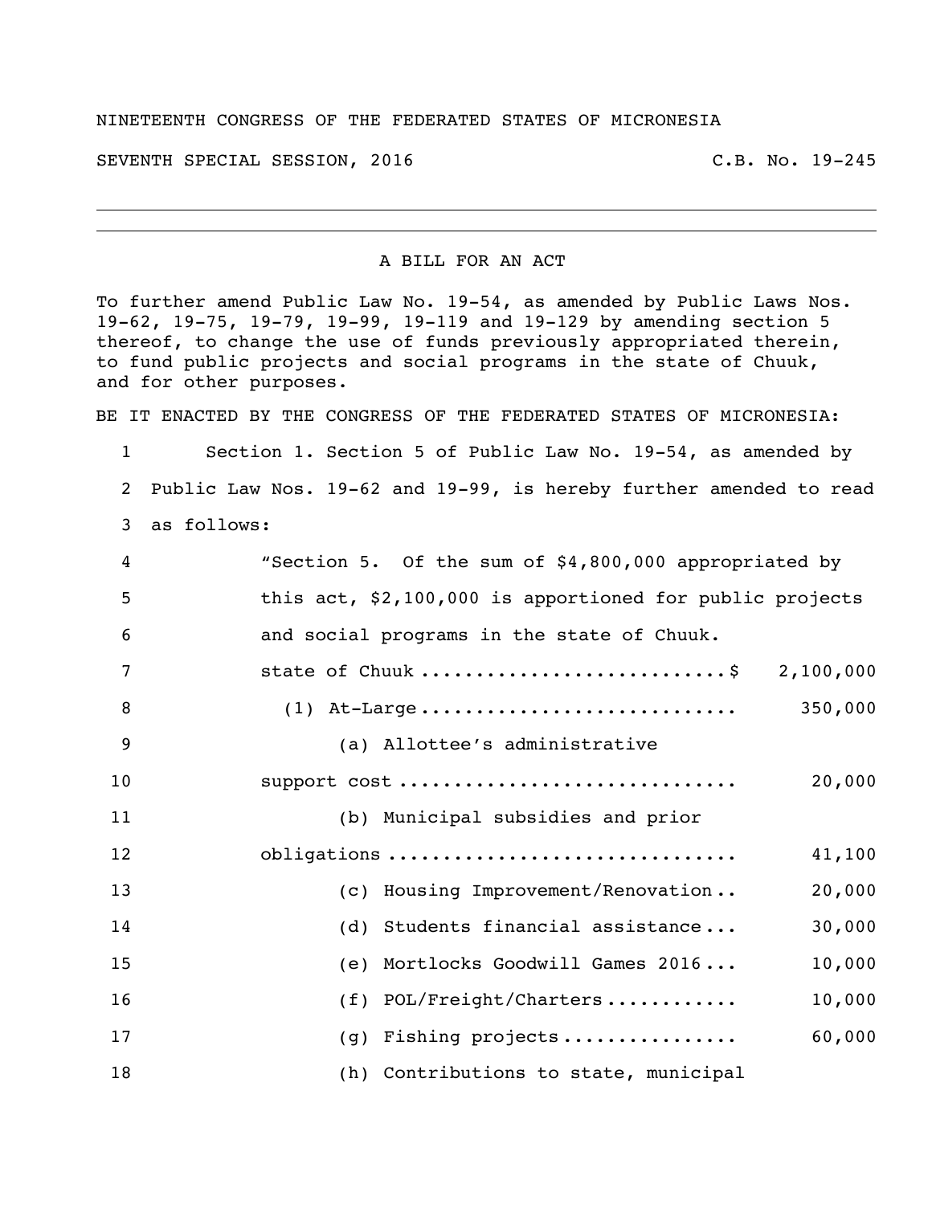NINETEENTH CONGRESS OF THE FEDERATED STATES OF MICRONESIA

SEVENTH SPECIAL SESSION, 2016 C.B. No. 19-245

---

A BILL FOR AN ACT

To further amend Public Law No. 19-54, as amended by Public Laws Nos. 19-62, 19-75, 19-79, 19-99, 19-119 and 19-129 by amending section 5 thereof, to change the use of funds previously appropriated therein, to fund public projects and social programs in the state of Chuuk, and for other purposes.

BE IT ENACTED BY THE CONGRESS OF THE FEDERATED STATES OF MICRONESIA:

1 Section 1. Section 5 of Public Law No. 19-54, as amended by
2 Public Law Nos. 19-62 and 19-99, is hereby further amended to read
3 as follows:

4 "Section 5. Of the sum of $4,800,000 appropriated by
5 this act, $2,100,000 is apportioned for public projects
6 and social programs in the state of Chuuk.

7 state of Chuuk ............................$ 2,100,000

8 (1) At-Large ............................ 350,000

9 (a) Allottee's administrative
10 support cost .............................. 20,000

11 (b) Municipal subsidies and prior
12 obligations ............................... 41,100

13 (c) Housing Improvement/Renovation .. 20,000

14 (d) Students financial assistance ... 30,000

15 (e) Mortlocks Goodwill Games 2016 ... 10,000

16 (f) POL/Freight/Charters ........... 10,000

17 (g) Fishing projects ............... 60,000

18 (h) Contributions to state, municipal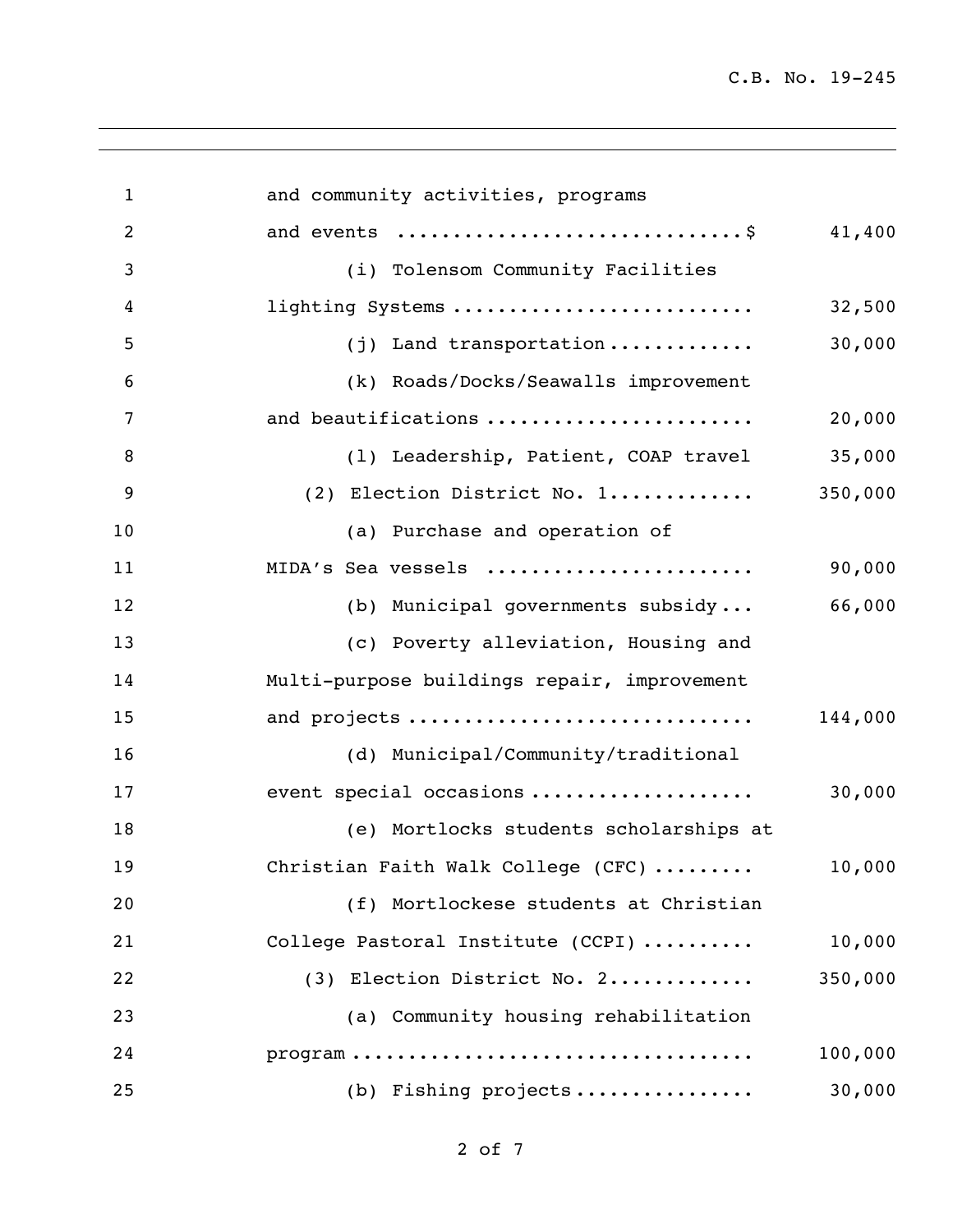and community activities, programs and events ..............................$ 41,400

(i) Tolensom Community Facilities lighting Systems .......................... 32,500

(j) Land transportation ............ 30,000

(k) Roads/Docks/Seawalls improvement and beautifications ....................... 20,000

(l) Leadership, Patient, COAP travel 35,000

(2) Election District No. 1............ 350,000

(a) Purchase and operation of MIDA's Sea vessels ....................... 90,000

(b) Municipal governments subsidy... 66,000

(c) Poverty alleviation, Housing and Multi-purpose buildings repair, improvement and projects ............................. 144,000

(d) Municipal/Community/traditional event special occasions ................... 30,000

(e) Mortlocks students scholarships at Christian Faith Walk College (CFC) ......... 10,000

(f) Mortlockese students at Christian College Pastoral Institute (CCPI) .......... 10,000

(3) Election District No. 2............ 350,000

(a) Community housing rehabilitation program .................................. 100,000

(b) Fishing projects ............... 30,000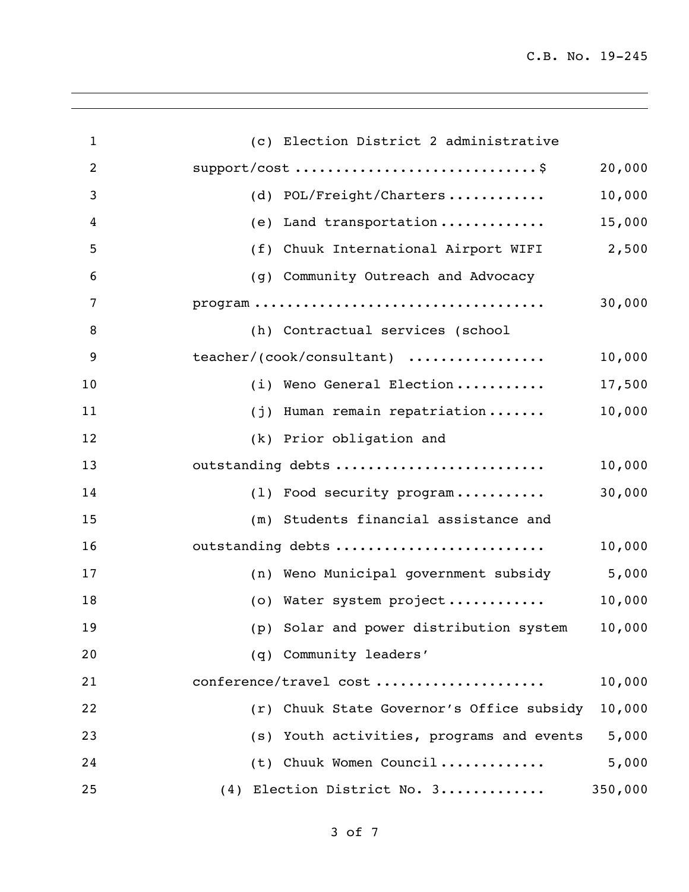| | |
|---|---|
| (c) Election District 2 administrative support/cost ............................$ | 20,000 |
| (d) POL/Freight/Charters ............ | 10,000 |
| (e) Land transportation ............. | 15,000 |
| (f) Chuuk International Airport WIFI | 2,500 |
| (g) Community Outreach and Advocacy program .................................. | 30,000 |
| (h) Contractual services (school teacher/(cook/consultant) ................ | 10,000 |
| (i) Weno General Election ........... | 17,500 |
| (j) Human remain repatriation ....... | 10,000 |
| (k) Prior obligation and outstanding debts ......................... | 10,000 |
| (l) Food security program ........... | 30,000 |
| (m) Students financial assistance and outstanding debts ......................... | 10,000 |
| (n) Weno Municipal government subsidy | 5,000 |
| (o) Water system project ............ | 10,000 |
| (p) Solar and power distribution system | 10,000 |
| (q) Community leaders' conference/travel cost .................... | 10,000 |
| (r) Chuuk State Governor's Office subsidy | 10,000 |
| (s) Youth activities, programs and events | 5,000 |
| (t) Chuuk Women Council ............. | 5,000 |
| (4) Election District No. 3............ | 350,000 |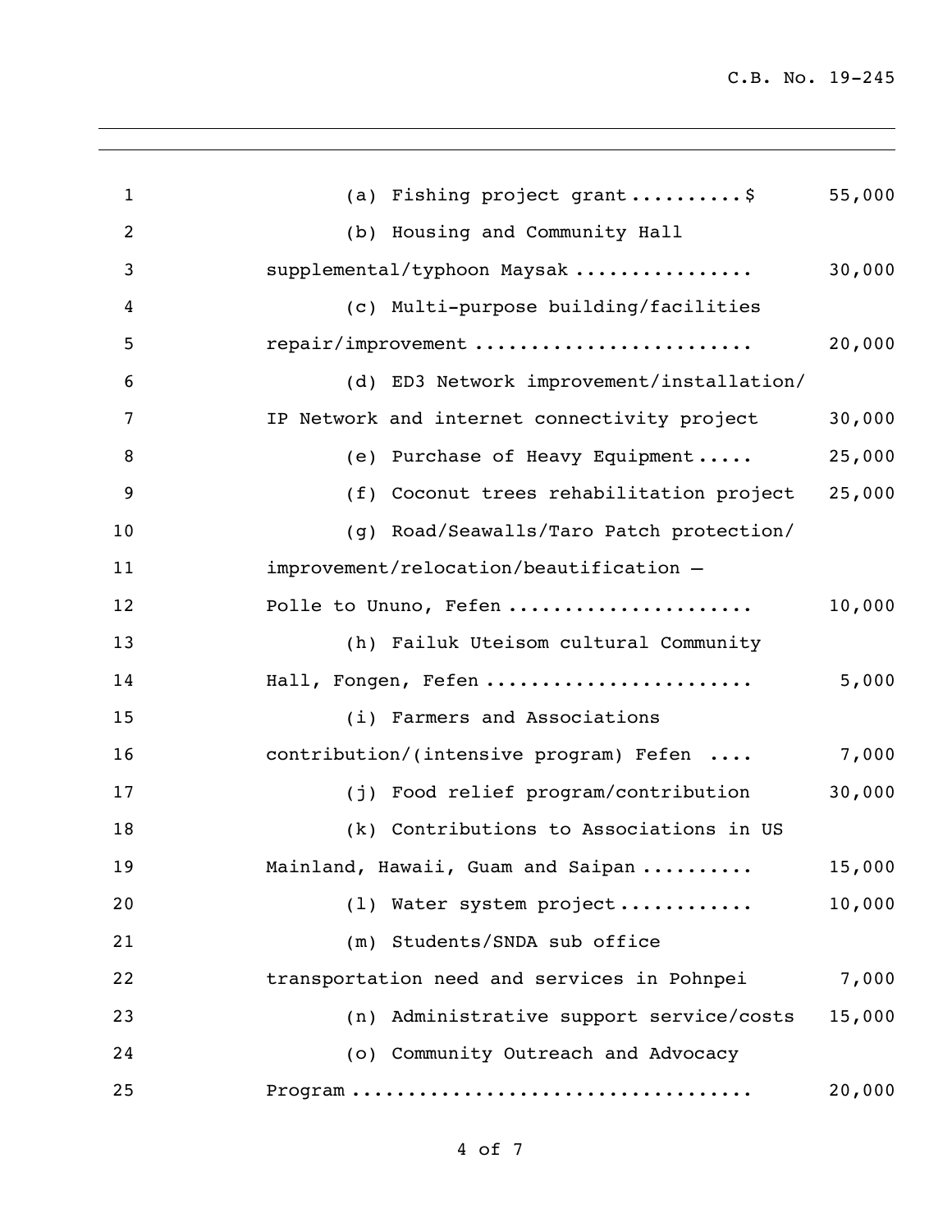(a) Fishing project grant..........$ 55,000

(b) Housing and Community Hall supplemental/typhoon Maysak ................ 30,000

(c) Multi-purpose building/facilities repair/improvement ........................ 20,000

(d) ED3 Network improvement/installation/ IP Network and internet connectivity project 30,000

(e) Purchase of Heavy Equipment..... 25,000

(f) Coconut trees rehabilitation project 25,000

(g) Road/Seawalls/Taro Patch protection/ improvement/relocation/beautification – Polle to Ununo, Fefen ..................... 10,000

(h) Failuk Uteisom cultural Community Hall, Fongen, Fefen ....................... 5,000

(i) Farmers and Associations contribution/(intensive program) Fefen .... 7,000

(j) Food relief program/contribution 30,000

(k) Contributions to Associations in US Mainland, Hawaii, Guam and Saipan .......... 15,000

(l) Water system project............ 10,000

(m) Students/SNDA sub office transportation need and services in Pohnpei 7,000

(n) Administrative support service/costs 15,000

(o) Community Outreach and Advocacy Program .................................. 20,000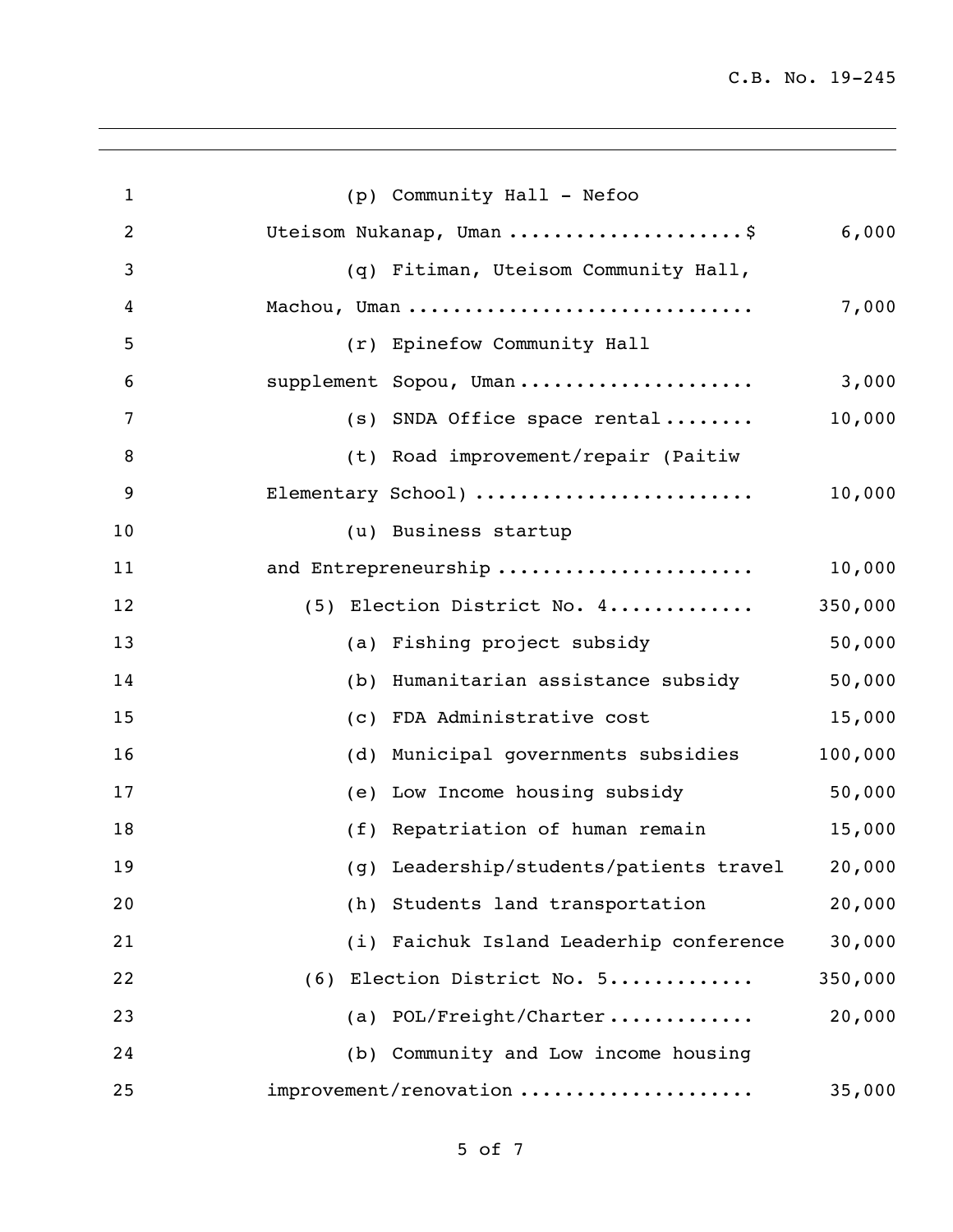(p) Community Hall - Nefoo Uteisom Nukanap, Uman .................... $ 6,000

(q) Fitiman, Uteisom Community Hall, Machou, Uman .............................. 7,000

(r) Epinefow Community Hall supplement Sopou, Uman .................... 3,000

(s) SNDA Office space rental ........ 10,000

(t) Road improvement/repair (Paitiw Elementary School) ........................ 10,000

(u) Business startup and Entrepreneurship ...................... 10,000

(5) Election District No. 4............ 350,000

(a) Fishing project subsidy 50,000

(b) Humanitarian assistance subsidy 50,000

(c) FDA Administrative cost 15,000

(d) Municipal governments subsidies 100,000

(e) Low Income housing subsidy 50,000

(f) Repatriation of human remain 15,000

(g) Leadership/students/patients travel 20,000

(h) Students land transportation 20,000

(i) Faichuk Island Leaderhip conference 30,000

(6) Election District No. 5............ 350,000

(a) POL/Freight/Charter ............ 20,000

(b) Community and Low income housing improvement/renovation .................... 35,000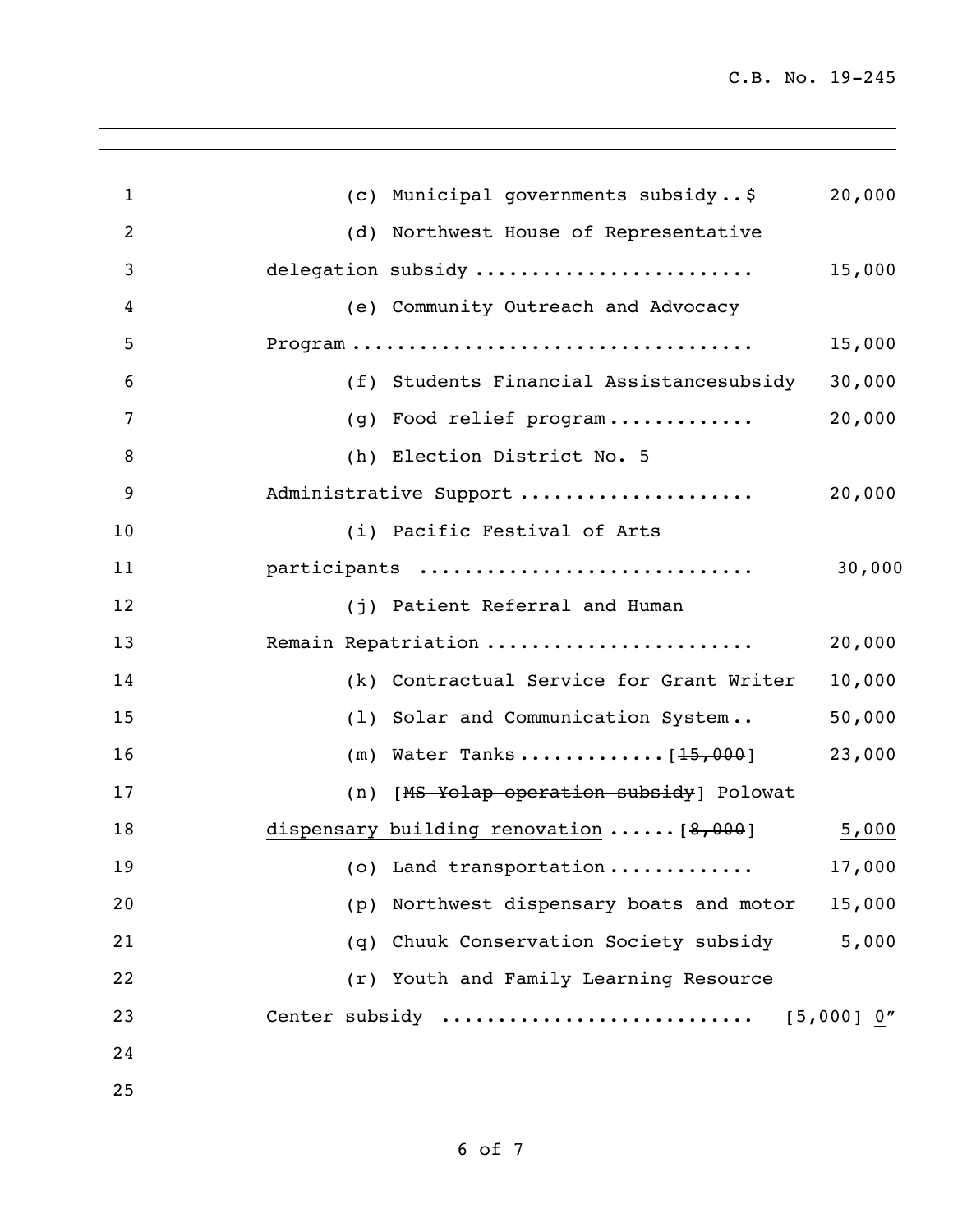(c) Municipal governments subsidy..$ 20,000

(d) Northwest House of Representative delegation subsidy ........................ 15,000

(e) Community Outreach and Advocacy Program .................................. 15,000

(f) Students Financial Assistancesubsidy 30,000

(g) Food relief program............. 20,000

(h) Election District No. 5 Administrative Support .................... 20,000

(i) Pacific Festival of Arts participants ............................ 30,000

(j) Patient Referral and Human Remain Repatriation ....................... 20,000

(k) Contractual Service for Grant Writer 10,000

(l) Solar and Communication System.. 50,000

(m) Water Tanks.............[~~15,000~~] <u>23,000</u>

(n) [~~MS Yolap operation subsidy~~] <u>Polowat dispensary building renovation</u>......[~~8,000~~] <u>5,000</u>

(o) Land transportation............ 17,000

(p) Northwest dispensary boats and motor 15,000

(q) Chuuk Conservation Society subsidy 5,000

(r) Youth and Family Learning Resource Center subsidy .......................... [~~5,000~~] <u>0</u>"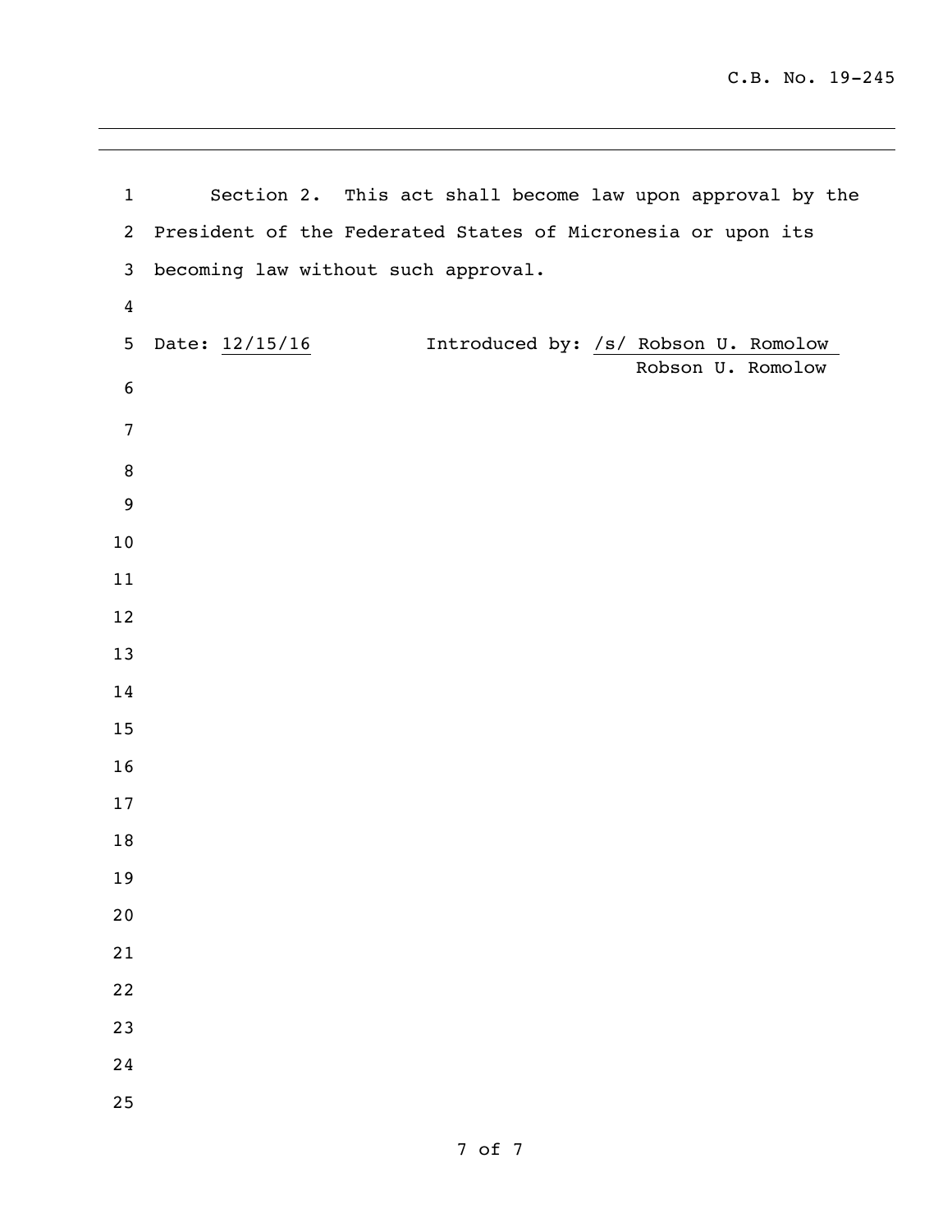Section 2. This act shall become law upon approval by the President of the Federated States of Micronesia or upon its becoming law without such approval.

Date: 12/15/16 Introduced by: /s/ Robson U. Romolow
Robson U. Romolow